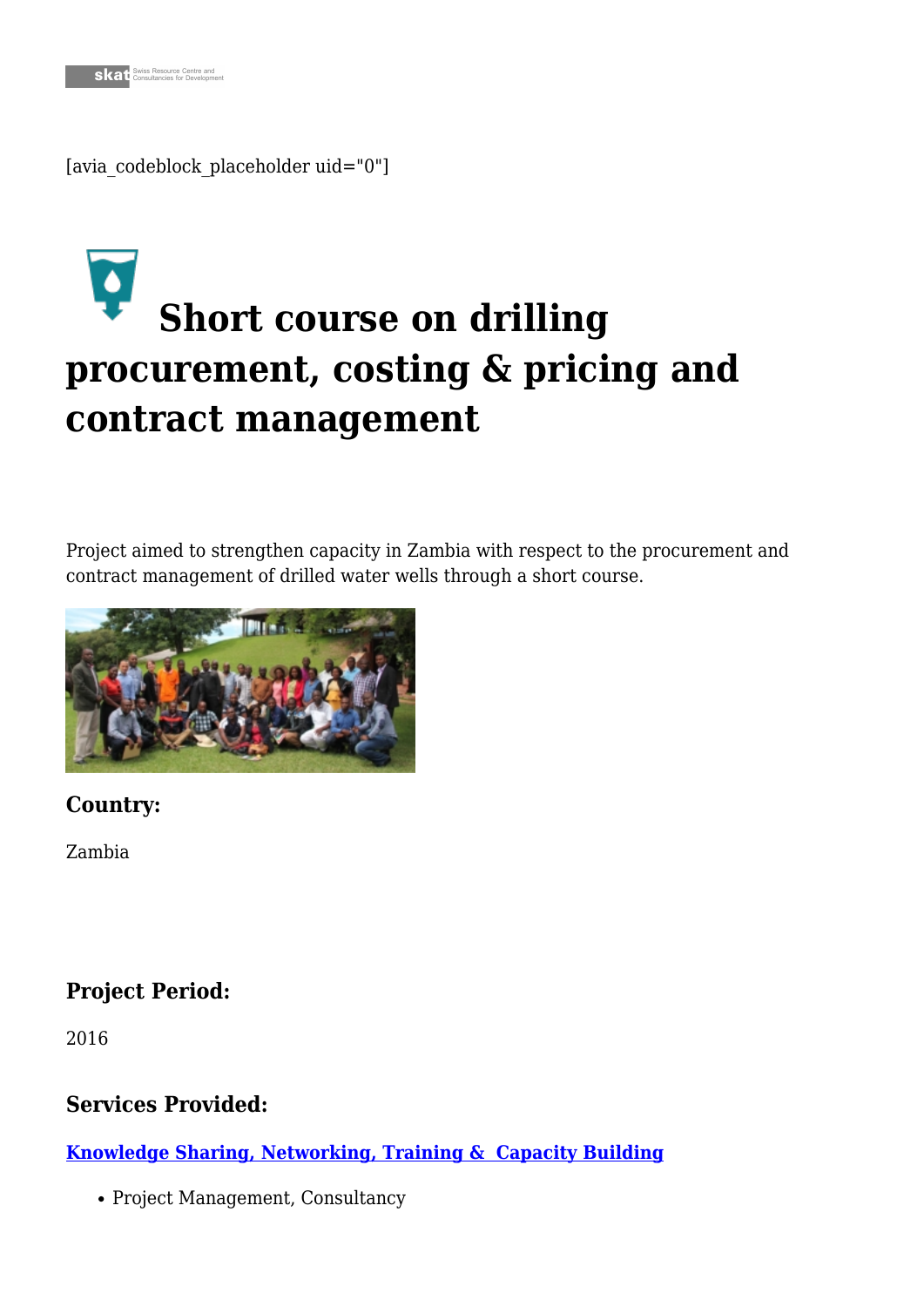[avia_codeblock_placeholder uid="0"]

# Short course on drilling procurement, costing & pricing and contract management

Project aimed to strengthen capacity in Zambia with respect to the procurement and contract management of drilled water wells through a short course.

### Country:

Zambia

### Project Period:

2016

### Services Provided:

**Knowledge Sharing, Networking, Training & Capacity Building**

- Project Management, Consultancy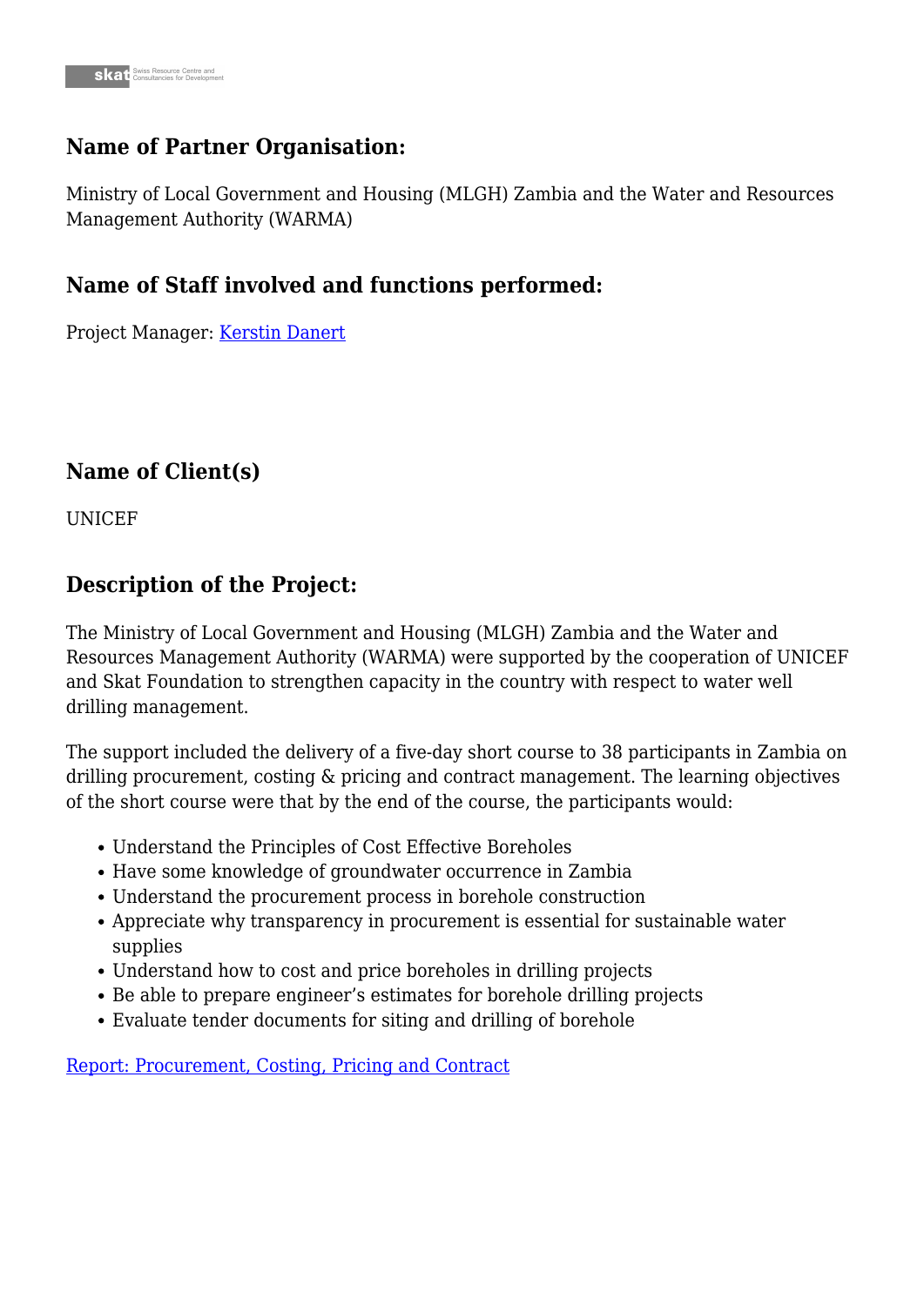## Name of Partner Organisation:

Ministry of Local Government and Housing (MLGH) Zambia and the Water and Resources Management Authority (WARMA)

## Name of Staff involved and functions performed:

Project Manager: Kerstin Danert

## Name of Client(s)

UNICEF

## Description of the Project:

The Ministry of Local Government and Housing (MLGH) Zambia and the Water and Resources Management Authority (WARMA) were supported by the cooperation of UNICEF and Skat Foundation to strengthen capacity in the country with respect to water well drilling management.

The support included the delivery of a five-day short course to 38 participants in Zambia on drilling procurement, costing & pricing and contract management. The learning objectives of the short course were that by the end of the course, the participants would:

- Understand the Principles of Cost Effective Boreholes
- Have some knowledge of groundwater occurrence in Zambia
- Understand the procurement process in borehole construction
- Appreciate why transparency in procurement is essential for sustainable water supplies
- Understand how to cost and price boreholes in drilling projects
- Be able to prepare engineer's estimates for borehole drilling projects
- Evaluate tender documents for siting and drilling of borehole

Report: Procurement, Costing, Pricing and Contract